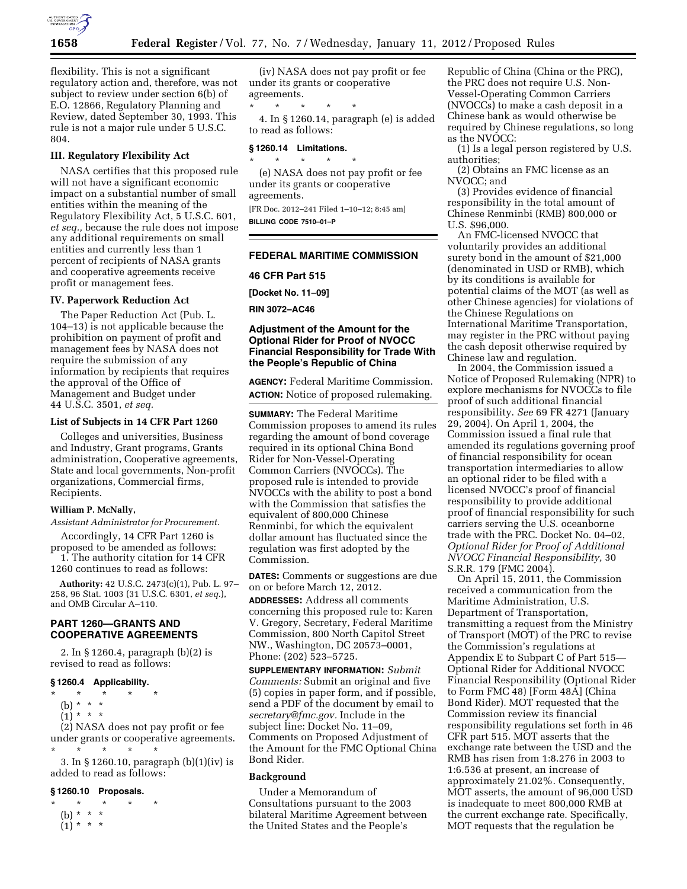flexibility. This is not a significant regulatory action and, therefore, was not subject to review under section 6(b) of E.O. 12866, Regulatory Planning and Review, dated September 30, 1993. This rule is not a major rule under 5 U.S.C. 804.

### III. Regulatory Flexibility Act

NASA certifies that this proposed rule will not have a significant economic impact on a substantial number of small entities within the meaning of the Regulatory Flexibility Act, 5 U.S.C. 601, *et seq.,* because the rule does not impose any additional requirements on small entities and currently less than 1 percent of recipients of NASA grants and cooperative agreements receive profit or management fees.

### IV. Paperwork Reduction Act

The Paper Reduction Act (Pub. L. 104–13) is not applicable because the prohibition on payment of profit and management fees by NASA does not require the submission of any information by recipients that requires the approval of the Office of Management and Budget under 44 U.S.C. 3501, *et seq.*

### List of Subjects in 14 CFR Part 1260

Colleges and universities, Business and Industry, Grant programs, Grants administration, Cooperative agreements, State and local governments, Non-profit organizations, Commercial firms, Recipients.

**William P. McNally,**

*Assistant Administrator for Procurement.*

Accordingly, 14 CFR Part 1260 is proposed to be amended as follows:

1. The authority citation for 14 CFR 1260 continues to read as follows:

**Authority:** 42 U.S.C. 2473(c)(1), Pub. L. 97–258, 96 Stat. 1003 (31 U.S.C. 6301, *et seq.*), and OMB Circular A–110.

## PART 1260—GRANTS AND COOPERATIVE AGREEMENTS

2. In § 1260.4, paragraph (b)(2) is revised to read as follows:

**§ 1260.4 Applicability.**

\* \* \* \* \*

(b) \* \* \*

(1) \* \* \*

(2) NASA does not pay profit or fee under grants or cooperative agreements.

\* \* \* \* \*

3. In § 1260.10, paragraph (b)(1)(iv) is added to read as follows:

**§ 1260.10 Proposals.**

\* \* \* \* \*

(b) \* \* \*

(1) \* \* \*

(iv) NASA does not pay profit or fee under its grants or cooperative agreements.

\* \* \* \* \*

4. In § 1260.14, paragraph (e) is added to read as follows:

**§ 1260.14 Limitations.**

\* \* \* \* \*

(e) NASA does not pay profit or fee under its grants or cooperative agreements.

[FR Doc. 2012–241 Filed 1–10–12; 8:45 am]

**BILLING CODE 7510–01–P**

## FEDERAL MARITIME COMMISSION

### 46 CFR Part 515

**[Docket No. 11–09]**

**RIN 3072–AC46**

### Adjustment of the Amount for the Optional Rider for Proof of NVOCC Financial Responsibility for Trade With the People's Republic of China

**AGENCY:** Federal Maritime Commission.

**ACTION:** Notice of proposed rulemaking.

**SUMMARY:** The Federal Maritime Commission proposes to amend its rules regarding the amount of bond coverage required in its optional China Bond Rider for Non-Vessel-Operating Common Carriers (NVOCCs). The proposed rule is intended to provide NVOCCs with the ability to post a bond with the Commission that satisfies the equivalent of 800,000 Chinese Renminbi, for which the equivalent dollar amount has fluctuated since the regulation was first adopted by the Commission.

**DATES:** Comments or suggestions are due on or before March 12, 2012.

**ADDRESSES:** Address all comments concerning this proposed rule to: Karen V. Gregory, Secretary, Federal Maritime Commission, 800 North Capitol Street NW., Washington, DC 20573–0001, Phone: (202) 523–5725.

**SUPPLEMENTARY INFORMATION:** *Submit Comments:* Submit an original and five (5) copies in paper form, and if possible, send a PDF of the document by email to *secretary@fmc.gov.* Include in the subject line: Docket No. 11–09, Comments on Proposed Adjustment of the Amount for the FMC Optional China Bond Rider.

### Background

Under a Memorandum of Consultations pursuant to the 2003 bilateral Maritime Agreement between the United States and the People's Republic of China (China or the PRC), the PRC does not require U.S. Non-Vessel-Operating Common Carriers (NVOCCs) to make a cash deposit in a Chinese bank as would otherwise be required by Chinese regulations, so long as the NVOCC:

(1) Is a legal person registered by U.S. authorities;

(2) Obtains an FMC license as an NVOCC; and

(3) Provides evidence of financial responsibility in the total amount of Chinese Renminbi (RMB) 800,000 or U.S. $96,000.

An FMC-licensed NVOCC that voluntarily provides an additional surety bond in the amount of $21,000 (denominated in USD or RMB), which by its conditions is available for potential claims of the MOT (as well as other Chinese agencies) for violations of the Chinese Regulations on International Maritime Transportation, may register in the PRC without paying the cash deposit otherwise required by Chinese law and regulation.

In 2004, the Commission issued a Notice of Proposed Rulemaking (NPR) to explore mechanisms for NVOCCs to file proof of such additional financial responsibility. *See* 69 FR 4271 (January 29, 2004). On April 1, 2004, the Commission issued a final rule that amended its regulations governing proof of financial responsibility for ocean transportation intermediaries to allow an optional rider to be filed with a licensed NVOCC's proof of financial responsibility to provide additional proof of financial responsibility for such carriers serving the U.S. oceanborne trade with the PRC. Docket No. 04–02, *Optional Rider for Proof of Additional NVOCC Financial Responsibility,* 30 S.R.R. 179 (FMC 2004).

On April 15, 2011, the Commission received a communication from the Maritime Administration, U.S. Department of Transportation, transmitting a request from the Ministry of Transport (MOT) of the PRC to revise the Commission's regulations at Appendix E to Subpart C of Part 515—Optional Rider for Additional NVOCC Financial Responsibility (Optional Rider to Form FMC 48) [Form 48A] (China Bond Rider). MOT requested that the Commission review its financial responsibility regulations set forth in 46 CFR part 515. MOT asserts that the exchange rate between the USD and the RMB has risen from 1:8.276 in 2003 to 1:6.536 at present, an increase of approximately 21.02%. Consequently, MOT asserts, the amount of 96,000 USD is inadequate to meet 800,000 RMB at the current exchange rate. Specifically, MOT requests that the regulation be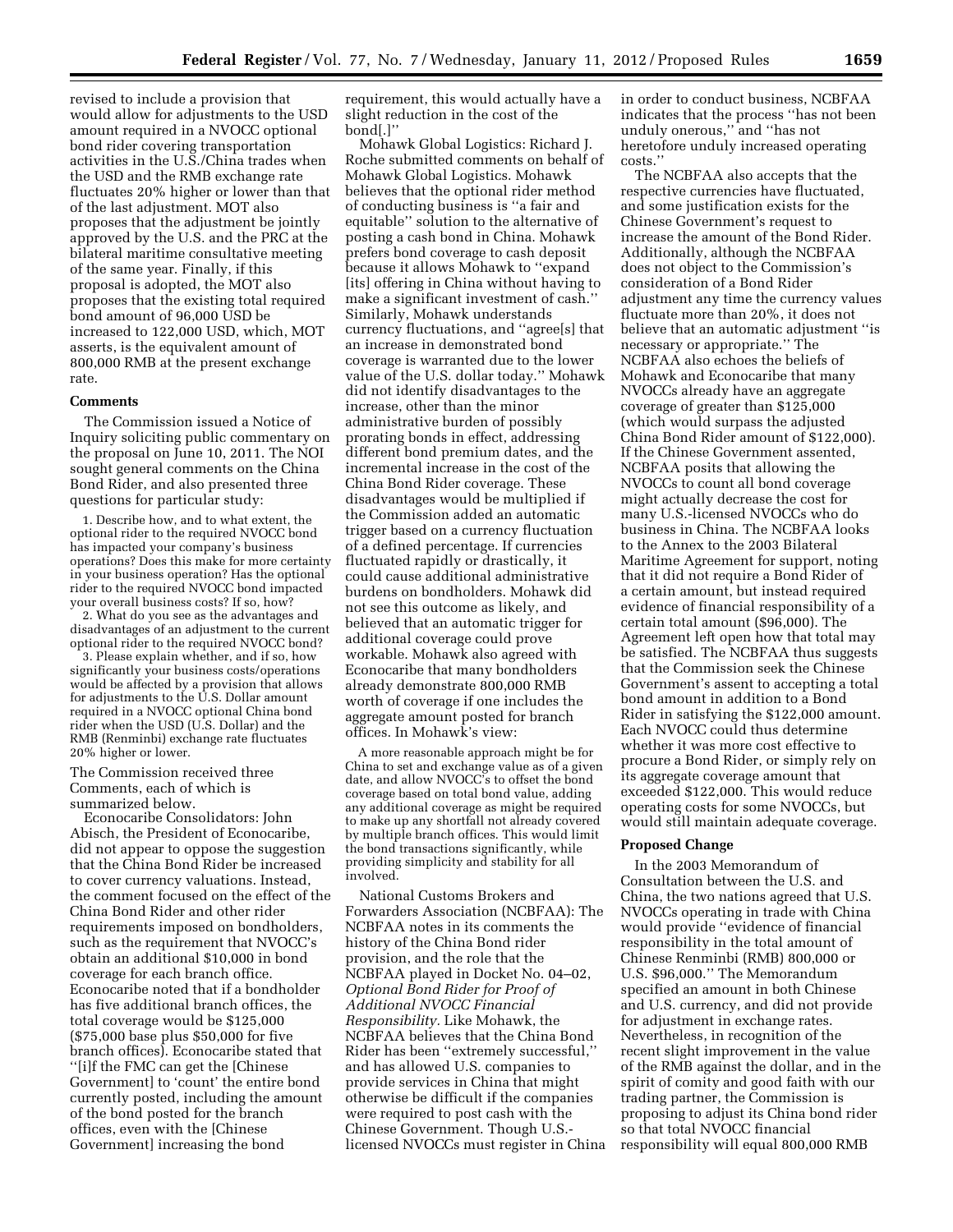revised to include a provision that would allow for adjustments to the USD amount required in a NVOCC optional bond rider covering transportation activities in the U.S./China trades when the USD and the RMB exchange rate fluctuates 20% higher or lower than that of the last adjustment. MOT also proposes that the adjustment be jointly approved by the U.S. and the PRC at the bilateral maritime consultative meeting of the same year. Finally, if this proposal is adopted, the MOT also proposes that the existing total required bond amount of 96,000 USD be increased to 122,000 USD, which, MOT asserts, is the equivalent amount of 800,000 RMB at the present exchange rate.

## Comments

The Commission issued a Notice of Inquiry soliciting public commentary on the proposal on June 10, 2011. The NOI sought general comments on the China Bond Rider, and also presented three questions for particular study:

> 1. Describe how, and to what extent, the optional rider to the required NVOCC bond has impacted your company's business operations? Does this make for more certainty in your business operation? Has the optional rider to the required NVOCC bond impacted your overall business costs? If so, how?
>
> 2. What do you see as the advantages and disadvantages of an adjustment to the current optional rider to the required NVOCC bond?
>
> 3. Please explain whether, and if so, how significantly your business costs/operations would be affected by a provision that allows for adjustments to the U.S. Dollar amount required in a NVOCC optional China bond rider when the USD (U.S. Dollar) and the RMB (Renminbi) exchange rate fluctuates 20% higher or lower.

The Commission received three Comments, each of which is summarized below.

Econocaribe Consolidators: John Abisch, the President of Econocaribe, did not appear to oppose the suggestion that the China Bond Rider be increased to cover currency valuations. Instead, the comment focused on the effect of the China Bond Rider and other rider requirements imposed on bondholders, such as the requirement that NVOCC's obtain an additional $10,000 in bond coverage for each branch office. Econocaribe noted that if a bondholder has five additional branch offices, the total coverage would be $125,000 ($75,000 base plus $50,000 for five branch offices). Econocaribe stated that ''[i]f the FMC can get the [Chinese Government] to 'count' the entire bond currently posted, including the amount of the bond posted for the branch offices, even with the [Chinese Government] increasing the bond requirement, this would actually have a slight reduction in the cost of the bond[.]''

Mohawk Global Logistics: Richard J. Roche submitted comments on behalf of Mohawk Global Logistics. Mohawk believes that the optional rider method of conducting business is ''a fair and equitable'' solution to the alternative of posting a cash bond in China. Mohawk prefers bond coverage to cash deposit because it allows Mohawk to ''expand [its] offering in China without having to make a significant investment of cash.'' Similarly, Mohawk understands currency fluctuations, and ''agree[s] that an increase in demonstrated bond coverage is warranted due to the lower value of the U.S. dollar today.'' Mohawk did not identify disadvantages to the increase, other than the minor administrative burden of possibly prorating bonds in effect, addressing different bond premium dates, and the incremental increase in the cost of the China Bond Rider coverage. These disadvantages would be multiplied if the Commission added an automatic trigger based on a currency fluctuation of a defined percentage. If currencies fluctuated rapidly or drastically, it could cause additional administrative burdens on bondholders. Mohawk did not see this outcome as likely, and believed that an automatic trigger for additional coverage could prove workable. Mohawk also agreed with Econocaribe that many bondholders already demonstrate 800,000 RMB worth of coverage if one includes the aggregate amount posted for branch offices. In Mohawk's view:

> A more reasonable approach might be for China to set and exchange value as of a given date, and allow NVOCC's to offset the bond coverage based on total bond value, adding any additional coverage as might be required to make up any shortfall not already covered by multiple branch offices. This would limit the bond transactions significantly, while providing simplicity and stability for all involved.

National Customs Brokers and Forwarders Association (NCBFAA): The NCBFAA notes in its comments the history of the China Bond rider provision, and the role that the NCBFAA played in Docket No. 04–02, *Optional Bond Rider for Proof of Additional NVOCC Financial Responsibility.* Like Mohawk, the NCBFAA believes that the China Bond Rider has been ''extremely successful,'' and has allowed U.S. companies to provide services in China that might otherwise be difficult if the companies were required to post cash with the Chinese Government. Though U.S.-licensed NVOCCs must register in China in order to conduct business, NCBFAA indicates that the process ''has not been unduly onerous,'' and ''has not heretofore unduly increased operating costs.''

The NCBFAA also accepts that the respective currencies have fluctuated, and some justification exists for the Chinese Government's request to increase the amount of the Bond Rider. Additionally, although the NCBFAA does not object to the Commission's consideration of a Bond Rider adjustment any time the currency values fluctuate more than 20%, it does not believe that an automatic adjustment ''is necessary or appropriate.'' The NCBFAA also echoes the beliefs of Mohawk and Econocaribe that many NVOCCs already have an aggregate coverage of greater than $125,000 (which would surpass the adjusted China Bond Rider amount of $122,000). If the Chinese Government assented, NCBFAA posits that allowing the NVOCCs to count all bond coverage might actually decrease the cost for many U.S.-licensed NVOCCs who do business in China. The NCBFAA looks to the Annex to the 2003 Bilateral Maritime Agreement for support, noting that it did not require a Bond Rider of a certain amount, but instead required evidence of financial responsibility of a certain total amount ($96,000). The Agreement left open how that total may be satisfied. The NCBFAA thus suggests that the Commission seek the Chinese Government's assent to accepting a total bond amount in addition to a Bond Rider in satisfying the $122,000 amount. Each NVOCC could thus determine whether it was more cost effective to procure a Bond Rider, or simply rely on its aggregate coverage amount that exceeded $122,000. This would reduce operating costs for some NVOCCs, but would still maintain adequate coverage.

## Proposed Change

In the 2003 Memorandum of Consultation between the U.S. and China, the two nations agreed that U.S. NVOCCs operating in trade with China would provide ''evidence of financial responsibility in the total amount of Chinese Renminbi (RMB) 800,000 or U.S. $96,000.'' The Memorandum specified an amount in both Chinese and U.S. currency, and did not provide for adjustment in exchange rates. Nevertheless, in recognition of the recent slight improvement in the value of the RMB against the dollar, and in the spirit of comity and good faith with our trading partner, the Commission is proposing to adjust its China bond rider so that total NVOCC financial responsibility will equal 800,000 RMB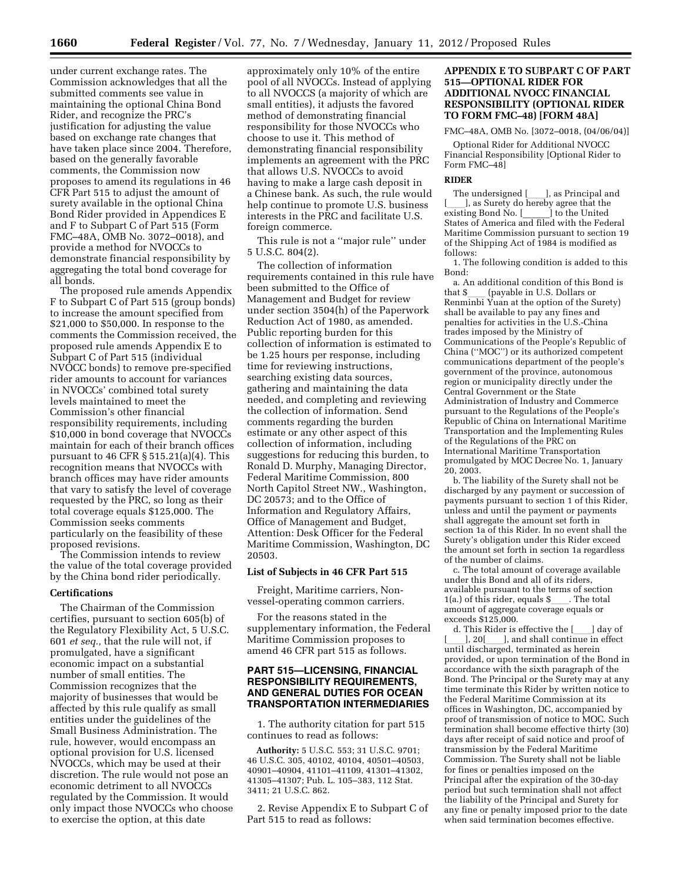under current exchange rates. The Commission acknowledges that all the submitted comments see value in maintaining the optional China Bond Rider, and recognize the PRC's justification for adjusting the value based on exchange rate changes that have taken place since 2004. Therefore, based on the generally favorable comments, the Commission now proposes to amend its regulations in 46 CFR Part 515 to adjust the amount of surety available in the optional China Bond Rider provided in Appendices E and F to Subpart C of Part 515 (Form FMC–48A, OMB No. 3072–0018), and provide a method for NVOCCs to demonstrate financial responsibility by aggregating the total bond coverage for all bonds.

The proposed rule amends Appendix F to Subpart C of Part 515 (group bonds) to increase the amount specified from $21,000 to $50,000. In response to the comments the Commission received, the proposed rule amends Appendix E to Subpart C of Part 515 (individual NVOCC bonds) to remove pre-specified rider amounts to account for variances in NVOCCs' combined total surety levels maintained to meet the Commission's other financial responsibility requirements, including $10,000 in bond coverage that NVOCCs maintain for each of their branch offices pursuant to 46 CFR § 515.21(a)(4). This recognition means that NVOCCs with branch offices may have rider amounts that vary to satisfy the level of coverage requested by the PRC, so long as their total coverage equals $125,000. The Commission seeks comments particularly on the feasibility of these proposed revisions.

The Commission intends to review the value of the total coverage provided by the China bond rider periodically.

## Certifications

The Chairman of the Commission certifies, pursuant to section 605(b) of the Regulatory Flexibility Act, 5 U.S.C. 601 *et seq.,* that the rule will not, if promulgated, have a significant economic impact on a substantial number of small entities. The Commission recognizes that the majority of businesses that would be affected by this rule qualify as small entities under the guidelines of the Small Business Administration. The rule, however, would encompass an optional provision for U.S. licensed NVOCCs, which may be used at their discretion. The rule would not pose an economic detriment to all NVOCCs regulated by the Commission. It would only impact those NVOCCs who choose to exercise the option, at this date approximately only 10% of the entire pool of all NVOCCs. Instead of applying to all NVOCCS (a majority of which are small entities), it adjusts the favored method of demonstrating financial responsibility for those NVOCCs who choose to use it. This method of demonstrating financial responsibility implements an agreement with the PRC that allows U.S. NVOCCs to avoid having to make a large cash deposit in a Chinese bank. As such, the rule would help continue to promote U.S. business interests in the PRC and facilitate U.S. foreign commerce.

This rule is not a "major rule" under 5 U.S.C. 804(2).

The collection of information requirements contained in this rule have been submitted to the Office of Management and Budget for review under section 3504(h) of the Paperwork Reduction Act of 1980, as amended. Public reporting burden for this collection of information is estimated to be 1.25 hours per response, including time for reviewing instructions, searching existing data sources, gathering and maintaining the data needed, and completing and reviewing the collection of information. Send comments regarding the burden estimate or any other aspect of this collection of information, including suggestions for reducing this burden, to Ronald D. Murphy, Managing Director, Federal Maritime Commission, 800 North Capitol Street NW., Washington, DC 20573; and to the Office of Information and Regulatory Affairs, Office of Management and Budget, Attention: Desk Officer for the Federal Maritime Commission, Washington, DC 20503.

## List of Subjects in 46 CFR Part 515

Freight, Maritime carriers, Non-vessel-operating common carriers.

For the reasons stated in the supplementary information, the Federal Maritime Commission proposes to amend 46 CFR part 515 as follows.

## PART 515—LICENSING, FINANCIAL RESPONSIBILITY REQUIREMENTS, AND GENERAL DUTIES FOR OCEAN TRANSPORTATION INTERMEDIARIES

1. The authority citation for part 515 continues to read as follows:

**Authority:** 5 U.S.C. 553; 31 U.S.C. 9701; 46 U.S.C. 305, 40102, 40104, 40501–40503, 40901–40904, 41101–41109, 41301–41302, 41305–41307; Pub. L. 105–383, 112 Stat. 3411; 21 U.S.C. 862.

2. Revise Appendix E to Subpart C of Part 515 to read as follows:

## APPENDIX E TO SUBPART C OF PART 515—OPTIONAL RIDER FOR ADDITIONAL NVOCC FINANCIAL RESPONSIBILITY (OPTIONAL RIDER TO FORM FMC–48) [FORM 48A]

FMC–48A, OMB No. [3072–0018, (04/06/04)]

Optional Rider for Additional NVOCC Financial Responsibility [Optional Rider to Form FMC–48]

### RIDER

The undersigned [\_\_\_\_], as Principal and [\_\_\_\_], as Surety do hereby agree that the existing Bond No. [\_\_\_\_\_\_] to the United States of America and filed with the Federal Maritime Commission pursuant to section 19 of the Shipping Act of 1984 is modified as follows:

1. The following condition is added to this Bond:

a. An additional condition of this Bond is that $\_\_\_\_ (payable in U.S. Dollars or Renminbi Yuan at the option of the Surety) shall be available to pay any fines and penalties for activities in the U.S.-China trades imposed by the Ministry of Communications of the People's Republic of China ("MOC") or its authorized competent communications department of the people's government of the province, autonomous region or municipality directly under the Central Government or the State Administration of Industry and Commerce pursuant to the Regulations of the People's Republic of China on International Maritime Transportation and the Implementing Rules of the Regulations of the PRC on International Maritime Transportation promulgated by MOC Decree No. 1, January 20, 2003.

b. The liability of the Surety shall not be discharged by any payment or succession of payments pursuant to section 1 of this Rider, unless and until the payment or payments shall aggregate the amount set forth in section 1a of this Rider. In no event shall the Surety's obligation under this Rider exceed the amount set forth in section 1a regardless of the number of claims.

c. The total amount of coverage available under this Bond and all of its riders, available pursuant to the terms of section 1(a.) of this rider, equals $\_\_\_\_. The total amount of aggregate coverage equals or exceeds $125,000.

d. This Rider is effective the [\_\_\_\_] day of [\_\_\_\_], 20[\_\_\_\_], and shall continue in effect until discharged, terminated as herein provided, or upon termination of the Bond in accordance with the sixth paragraph of the Bond. The Principal or the Surety may at any time terminate this Rider by written notice to the Federal Maritime Commission at its offices in Washington, DC, accompanied by proof of transmission of notice to MOC. Such termination shall become effective thirty (30) days after receipt of said notice and proof of transmission by the Federal Maritime Commission. The Surety shall not be liable for fines or penalties imposed on the Principal after the expiration of the 30-day period but such termination shall not affect the liability of the Principal and Surety for any fine or penalty imposed prior to the date when said termination becomes effective.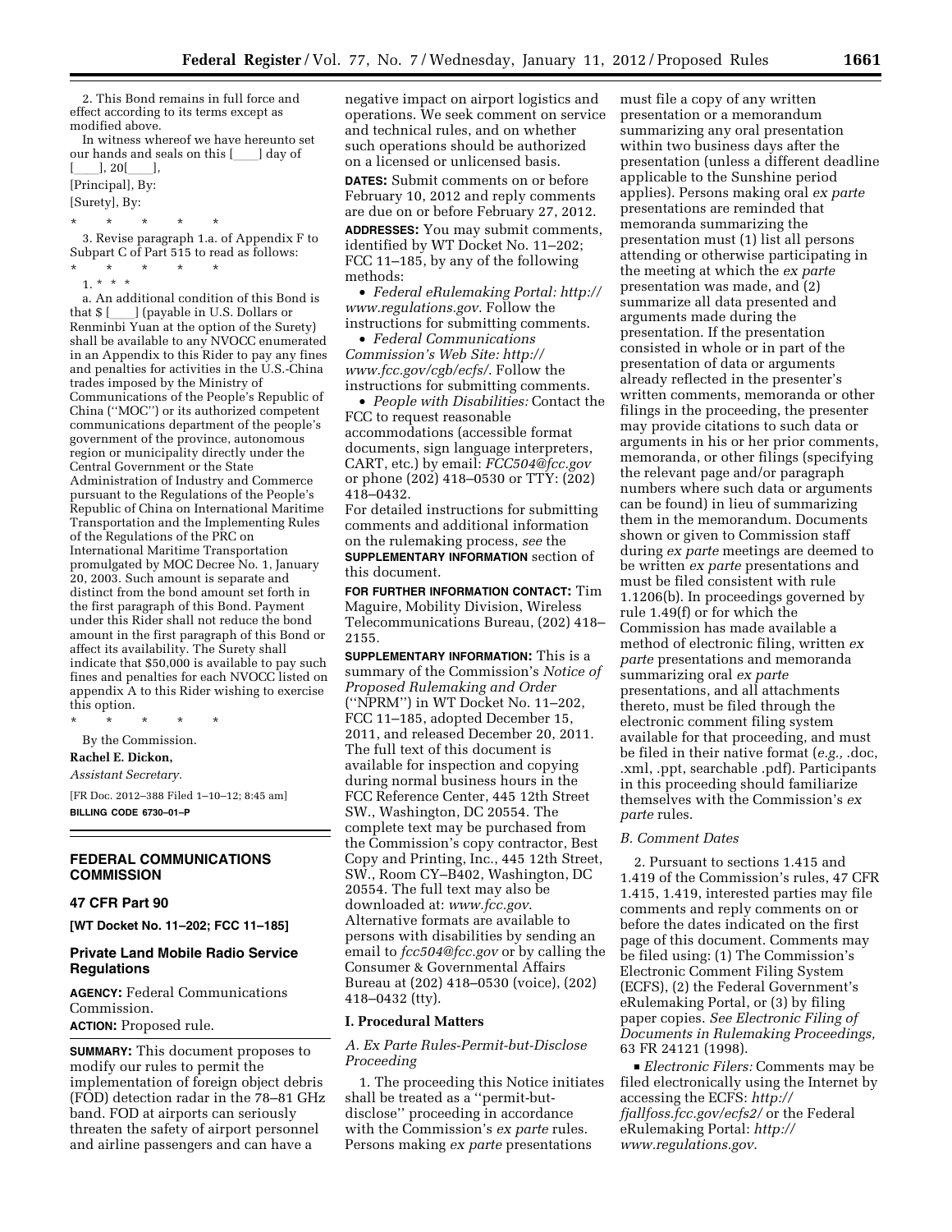2. This Bond remains in full force and effect according to its terms except as modified above.

In witness whereof we have hereunto set our hands and seals on this [____] day of [____], 20[____],

[Principal], By:

[Surety], By:

\* \* \* \* \*

3. Revise paragraph 1.a. of Appendix F to Subpart C of Part 515 to read as follows:

\* \* \* \* \*

1. \* \* \*

a. An additional condition of this Bond is that $ [____] (payable in U.S. Dollars or Renminbi Yuan at the option of the Surety) shall be available to any NVOCC enumerated in an Appendix to this Rider to pay any fines and penalties for activities in the U.S.-China trades imposed by the Ministry of Communications of the People's Republic of China (''MOC'') or its authorized competent communications department of the people's government of the province, autonomous region or municipality directly under the Central Government or the State Administration of Industry and Commerce pursuant to the Regulations of the People's Republic of China on International Maritime Transportation and the Implementing Rules of the Regulations of the PRC on International Maritime Transportation promulgated by MOC Decree No. 1, January 20, 2003. Such amount is separate and distinct from the bond amount set forth in the first paragraph of this Bond. Payment under this Rider shall not reduce the bond amount in the first paragraph of this Bond or affect its availability. The Surety shall indicate that $50,000 is available to pay such fines and penalties for each NVOCC listed on appendix A to this Rider wishing to exercise this option.

\* \* \* \* \*

By the Commission.

**Rachel E. Dickon,**

*Assistant Secretary.*

[FR Doc. 2012–388 Filed 1–10–12; 8:45 am]

**BILLING CODE 6730–01–P**

---

## FEDERAL COMMUNICATIONS COMMISSION

### 47 CFR Part 90

**[WT Docket No. 11–202; FCC 11–185]**

### Private Land Mobile Radio Service Regulations

**AGENCY:** Federal Communications Commission.

**ACTION:** Proposed rule.

**SUMMARY:** This document proposes to modify our rules to permit the implementation of foreign object debris (FOD) detection radar in the 78–81 GHz band. FOD at airports can seriously threaten the safety of airport personnel and airline passengers and can have a negative impact on airport logistics and operations. We seek comment on service and technical rules, and on whether such operations should be authorized on a licensed or unlicensed basis.

**DATES:** Submit comments on or before February 10, 2012 and reply comments are due on or before February 27, 2012.

**ADDRESSES:** You may submit comments, identified by WT Docket No. 11–202; FCC 11–185, by any of the following methods:

- *Federal eRulemaking Portal: http://www.regulations.gov*. Follow the instructions for submitting comments.
- *Federal Communications Commission's Web Site: http://www.fcc.gov/cgb/ecfs/*. Follow the instructions for submitting comments.
- *People with Disabilities:* Contact the FCC to request reasonable accommodations (accessible format documents, sign language interpreters, CART, etc.) by email: *FCC504@fcc.gov* or phone (202) 418–0530 or TTY: (202) 418–0432.

For detailed instructions for submitting comments and additional information on the rulemaking process, *see* the **SUPPLEMENTARY INFORMATION** section of this document.

**FOR FURTHER INFORMATION CONTACT:** Tim Maguire, Mobility Division, Wireless Telecommunications Bureau, (202) 418–2155.

**SUPPLEMENTARY INFORMATION:** This is a summary of the Commission's *Notice of Proposed Rulemaking and Order* (''NPRM'') in WT Docket No. 11–202, FCC 11–185, adopted December 15, 2011, and released December 20, 2011. The full text of this document is available for inspection and copying during normal business hours in the FCC Reference Center, 445 12th Street SW., Washington, DC 20554. The complete text may be purchased from the Commission's copy contractor, Best Copy and Printing, Inc., 445 12th Street, SW., Room CY–B402, Washington, DC 20554. The full text may also be downloaded at: *www.fcc.gov*. Alternative formats are available to persons with disabilities by sending an email to *fcc504@fcc.gov* or by calling the Consumer & Governmental Affairs Bureau at (202) 418–0530 (voice), (202) 418–0432 (tty).

### I. Procedural Matters

#### *A. Ex Parte Rules-Permit-but-Disclose Proceeding*

1. The proceeding this Notice initiates shall be treated as a ''permit-but-disclose'' proceeding in accordance with the Commission's *ex parte* rules. Persons making *ex parte* presentations must file a copy of any written presentation or a memorandum summarizing any oral presentation within two business days after the presentation (unless a different deadline applicable to the Sunshine period applies). Persons making oral *ex parte* presentations are reminded that memoranda summarizing the presentation must (1) list all persons attending or otherwise participating in the meeting at which the *ex parte* presentation was made, and (2) summarize all data presented and arguments made during the presentation. If the presentation consisted in whole or in part of the presentation of data or arguments already reflected in the presenter's written comments, memoranda or other filings in the proceeding, the presenter may provide citations to such data or arguments in his or her prior comments, memoranda, or other filings (specifying the relevant page and/or paragraph numbers where such data or arguments can be found) in lieu of summarizing them in the memorandum. Documents shown or given to Commission staff during *ex parte* meetings are deemed to be written *ex parte* presentations and must be filed consistent with rule 1.1206(b). In proceedings governed by rule 1.49(f) or for which the Commission has made available a method of electronic filing, written *ex parte* presentations and memoranda summarizing oral *ex parte* presentations, and all attachments thereto, must be filed through the electronic comment filing system available for that proceeding, and must be filed in their native format (*e.g.,* .doc, .xml, .ppt, searchable .pdf). Participants in this proceeding should familiarize themselves with the Commission's *ex parte* rules.

#### *B. Comment Dates*

2. Pursuant to sections 1.415 and 1.419 of the Commission's rules, 47 CFR 1.415, 1.419, interested parties may file comments and reply comments on or before the dates indicated on the first page of this document. Comments may be filed using: (1) The Commission's Electronic Comment Filing System (ECFS), (2) the Federal Government's eRulemaking Portal, or (3) by filing paper copies. *See Electronic Filing of Documents in Rulemaking Proceedings,* 63 FR 24121 (1998).

- *Electronic Filers:* Comments may be filed electronically using the Internet by accessing the ECFS: *http://fjallfoss.fcc.gov/ecfs2/* or the Federal eRulemaking Portal: *http://www.regulations.gov*.